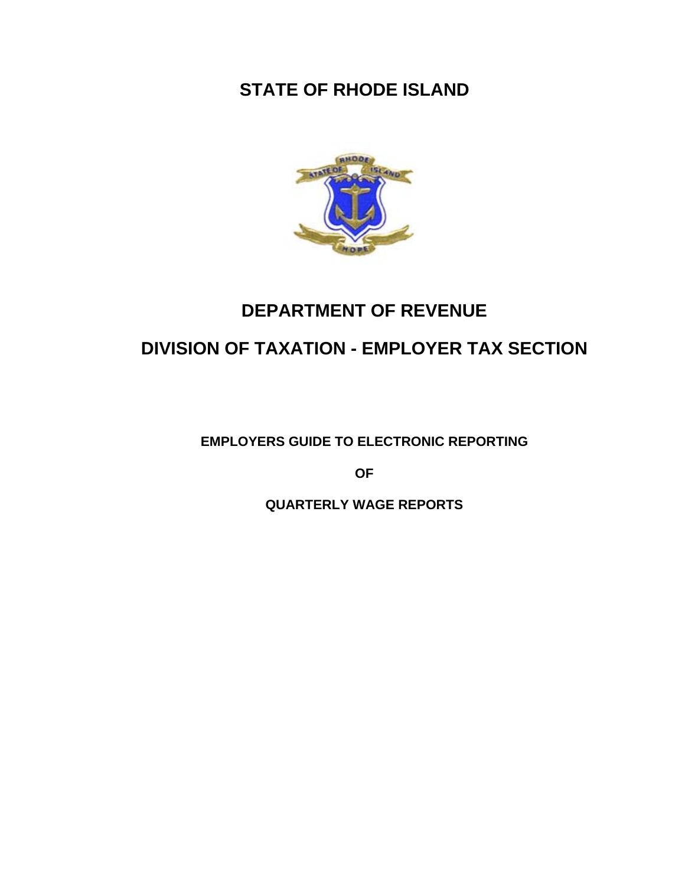# STATE OF RHODE ISLAND

## DEPARTMENT OF REVENUE

## DIVISION OF TAXATION - EMPLOYER TAX SECTION

**EMPLOYERS GUIDE TO ELECTRONIC REPORTING**

**OF**

**QUARTERLY WAGE REPORTS**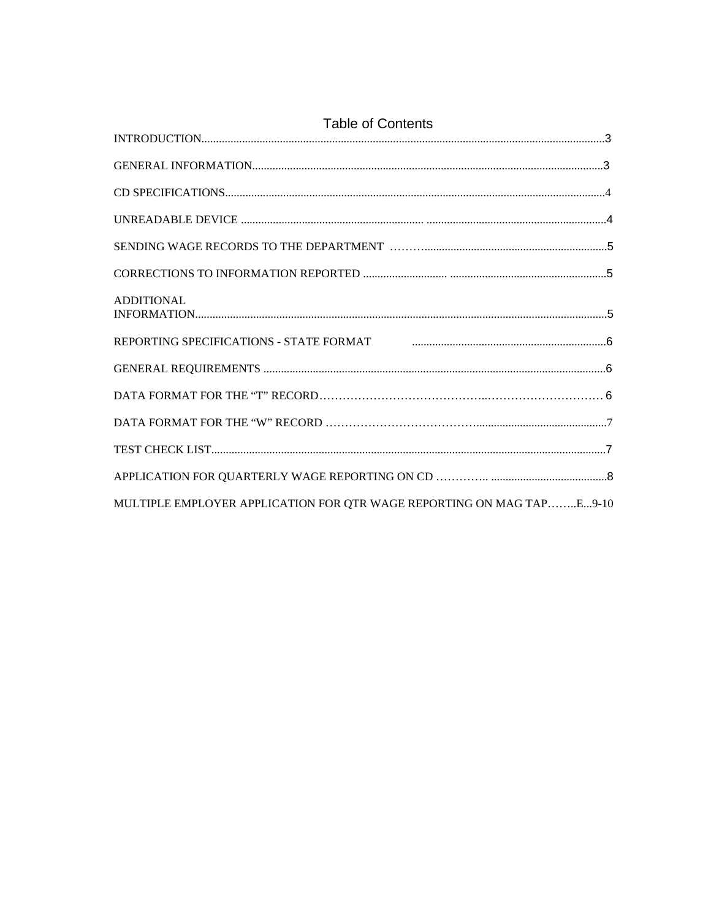# Table of Contents

INTRODUCTION........................................................................................................................................3

GENERAL INFORMATION.....................................................................................................................3

CD SPECIFICATIONS..............................................................................................................................4

UNREADABLE DEVICE ............................................................. .............................................................4

SENDING WAGE RECORDS TO THE DEPARTMENT ………..............................................................5

CORRECTIONS TO INFORMATION REPORTED .............................. .....................................................5

ADDITIONAL INFORMATION...........................................................................................................................................5

REPORTING SPECIFICATIONS - STATE FORMAT ..................................................................6

GENERAL REQUIREMENTS ....................................................................................................................6

DATA FORMAT FOR THE "T" RECORD……………………………………..………………………… 6

DATA FORMAT FOR THE "W" RECORD …………………………………............................................7

TEST CHECK LIST......................................................................................................................................7

APPLICATION FOR QUARTERLY WAGE REPORTING ON CD ………….. ........................................8

MULTIPLE EMPLOYER APPLICATION FOR QTR WAGE REPORTING ON MAG TAP……..E...9-10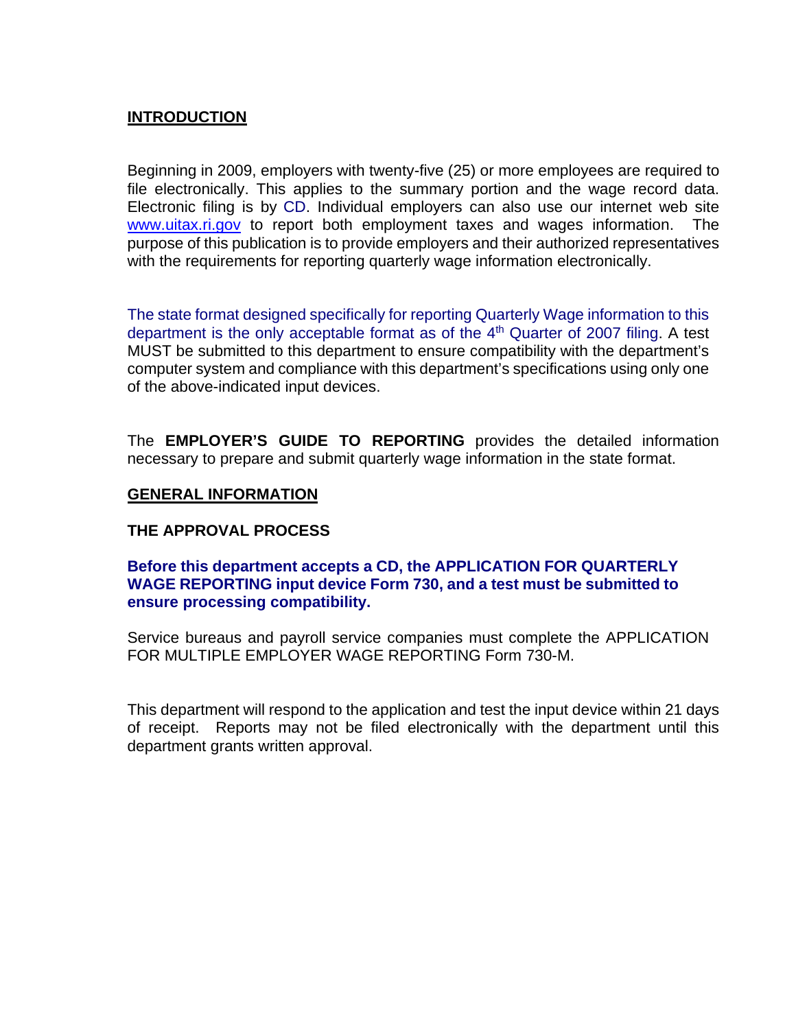## INTRODUCTION

Beginning in 2009, employers with twenty-five (25) or more employees are required to file electronically. This applies to the summary portion and the wage record data. Electronic filing is by CD. Individual employers can also use our internet web site www.uitax.ri.gov to report both employment taxes and wages information. The purpose of this publication is to provide employers and their authorized representatives with the requirements for reporting quarterly wage information electronically.

The state format designed specifically for reporting Quarterly Wage information to this department is the only acceptable format as of the 4th Quarter of 2007 filing. A test MUST be submitted to this department to ensure compatibility with the department's computer system and compliance with this department's specifications using only one of the above-indicated input devices.

The **EMPLOYER'S GUIDE TO REPORTING** provides the detailed information necessary to prepare and submit quarterly wage information in the state format.

## GENERAL INFORMATION

### THE APPROVAL PROCESS

**Before this department accepts a CD, the APPLICATION FOR QUARTERLY WAGE REPORTING input device Form 730, and a test must be submitted to ensure processing compatibility.**

Service bureaus and payroll service companies must complete the APPLICATION FOR MULTIPLE EMPLOYER WAGE REPORTING Form 730-M.

This department will respond to the application and test the input device within 21 days of receipt. Reports may not be filed electronically with the department until this department grants written approval.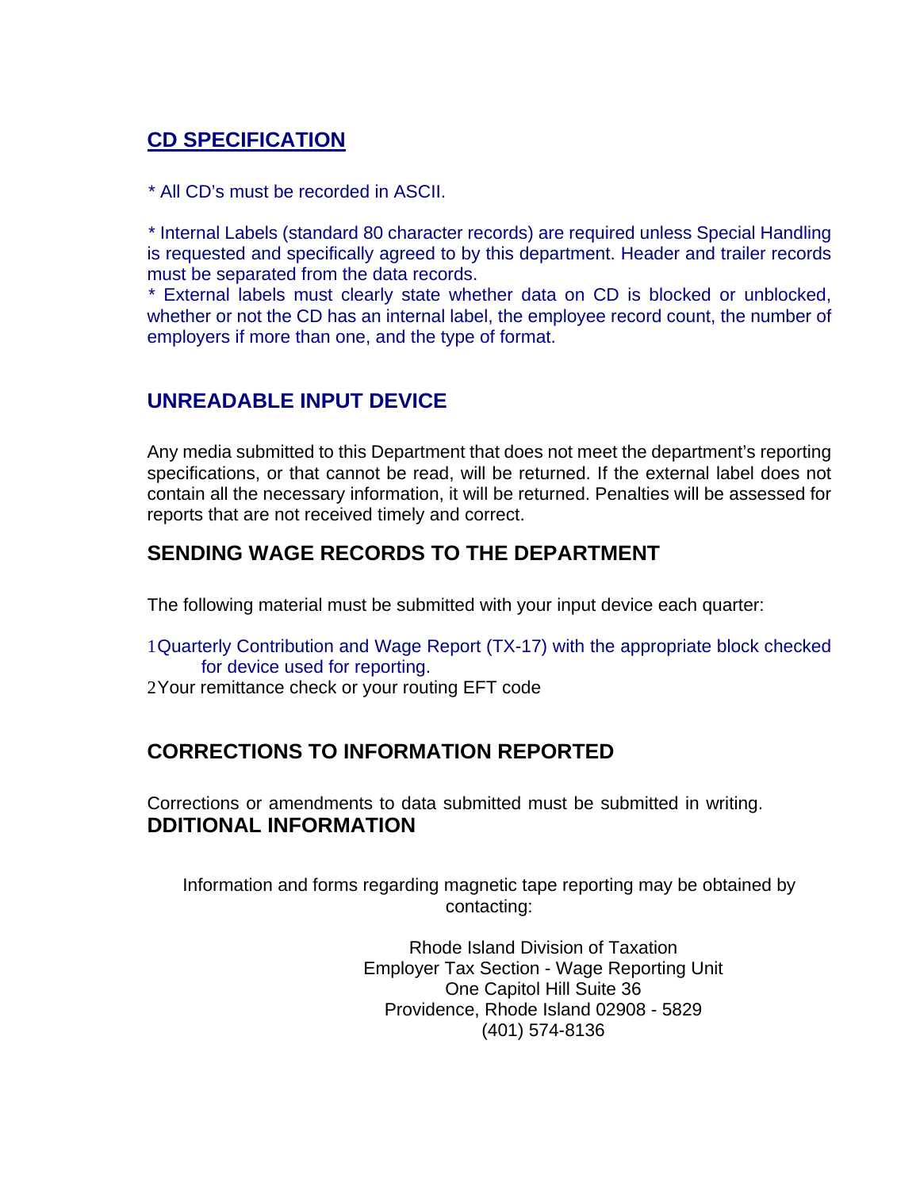## CD SPECIFICATION

* All CD's must be recorded in ASCII.

* Internal Labels (standard 80 character records) are required unless Special Handling is requested and specifically agreed to by this department. Header and trailer records must be separated from the data records.
* External labels must clearly state whether data on CD is blocked or unblocked, whether or not the CD has an internal label, the employee record count, the number of employers if more than one, and the type of format.

## UNREADABLE INPUT DEVICE

Any media submitted to this Department that does not meet the department's reporting specifications, or that cannot be read, will be returned. If the external label does not contain all the necessary information, it will be returned. Penalties will be assessed for reports that are not received timely and correct.

## SENDING WAGE RECORDS TO THE DEPARTMENT

The following material must be submitted with your input device each quarter:

1. Quarterly Contribution and Wage Report (TX-17) with the appropriate block checked for device used for reporting.
2. Your remittance check or your routing EFT code

## CORRECTIONS TO INFORMATION REPORTED

Corrections or amendments to data submitted must be submitted in writing.

## DDITIONAL INFORMATION

Information and forms regarding magnetic tape reporting may be obtained by contacting:

Rhode Island Division of Taxation
Employer Tax Section - Wage Reporting Unit
One Capitol Hill Suite 36
Providence, Rhode Island 02908 - 5829
(401) 574-8136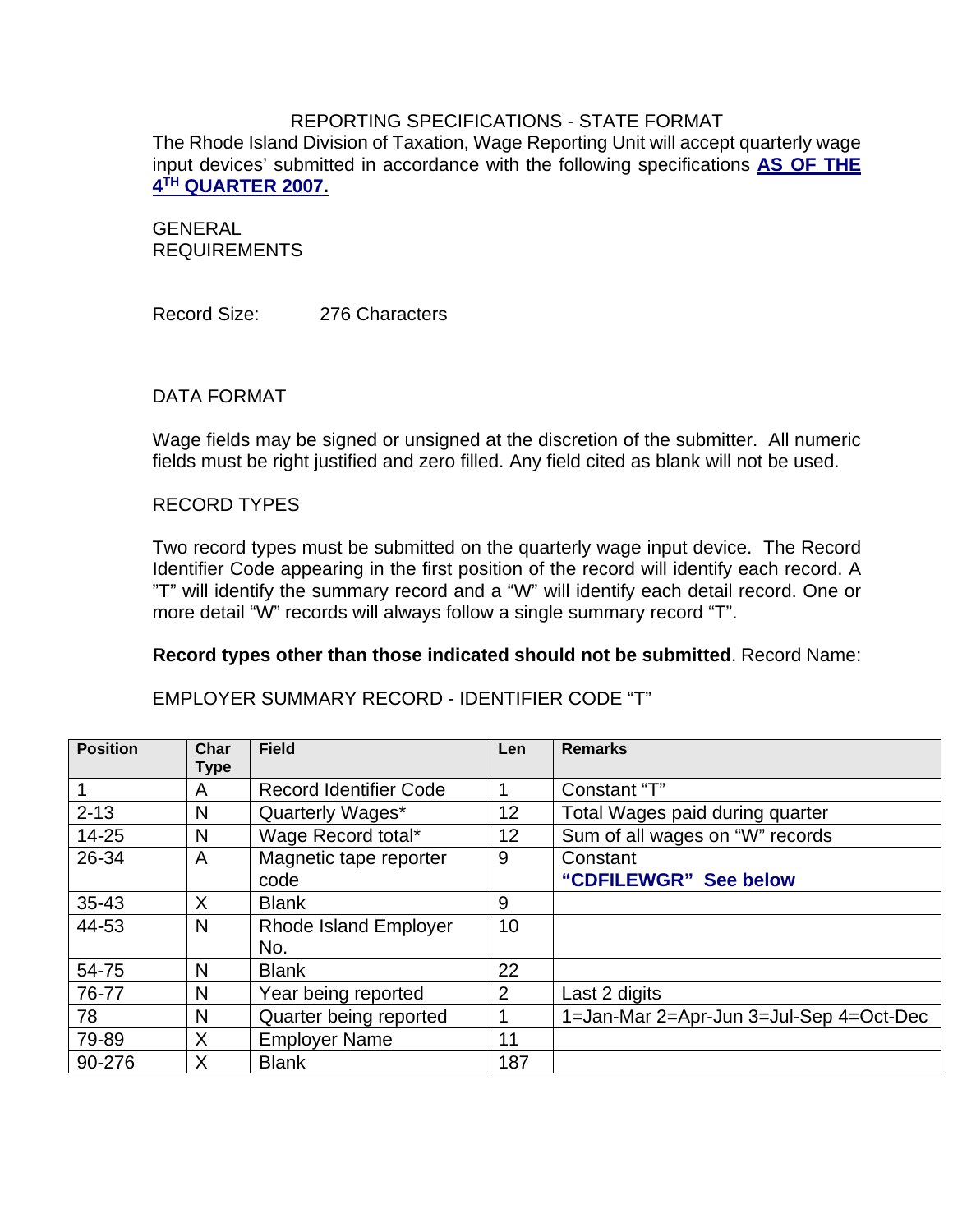REPORTING SPECIFICATIONS - STATE FORMAT

The Rhode Island Division of Taxation, Wage Reporting Unit will accept quarterly wage input devices' submitted in accordance with the following specifications **AS OF THE 4TH QUARTER 2007.**

GENERAL REQUIREMENTS

Record Size: 276 Characters

DATA FORMAT

Wage fields may be signed or unsigned at the discretion of the submitter. All numeric fields must be right justified and zero filled. Any field cited as blank will not be used.

RECORD TYPES

Two record types must be submitted on the quarterly wage input device. The Record Identifier Code appearing in the first position of the record will identify each record. A "T" will identify the summary record and a "W" will identify each detail record. One or more detail "W" records will always follow a single summary record "T".

**Record types other than those indicated should not be submitted**. Record Name:

EMPLOYER SUMMARY RECORD - IDENTIFIER CODE "T"

| Position | Char Type | Field | Len | Remarks |
|---|---|---|---|---|
| 1 | A | Record Identifier Code | 1 | Constant "T" |
| 2-13 | N | Quarterly Wages* | 12 | Total Wages paid during quarter |
| 14-25 | N | Wage Record total* | 12 | Sum of all wages on "W" records |
| 26-34 | A | Magnetic tape reporter code | 9 | Constant **"CDFILEWGR" See below** |
| 35-43 | X | Blank | 9 | |
| 44-53 | N | Rhode Island Employer No. | 10 | |
| 54-75 | N | Blank | 22 | |
| 76-77 | N | Year being reported | 2 | Last 2 digits |
| 78 | N | Quarter being reported | 1 | 1=Jan-Mar 2=Apr-Jun 3=Jul-Sep 4=Oct-Dec |
| 79-89 | X | Employer Name | 11 | |
| 90-276 | X | Blank | 187 | |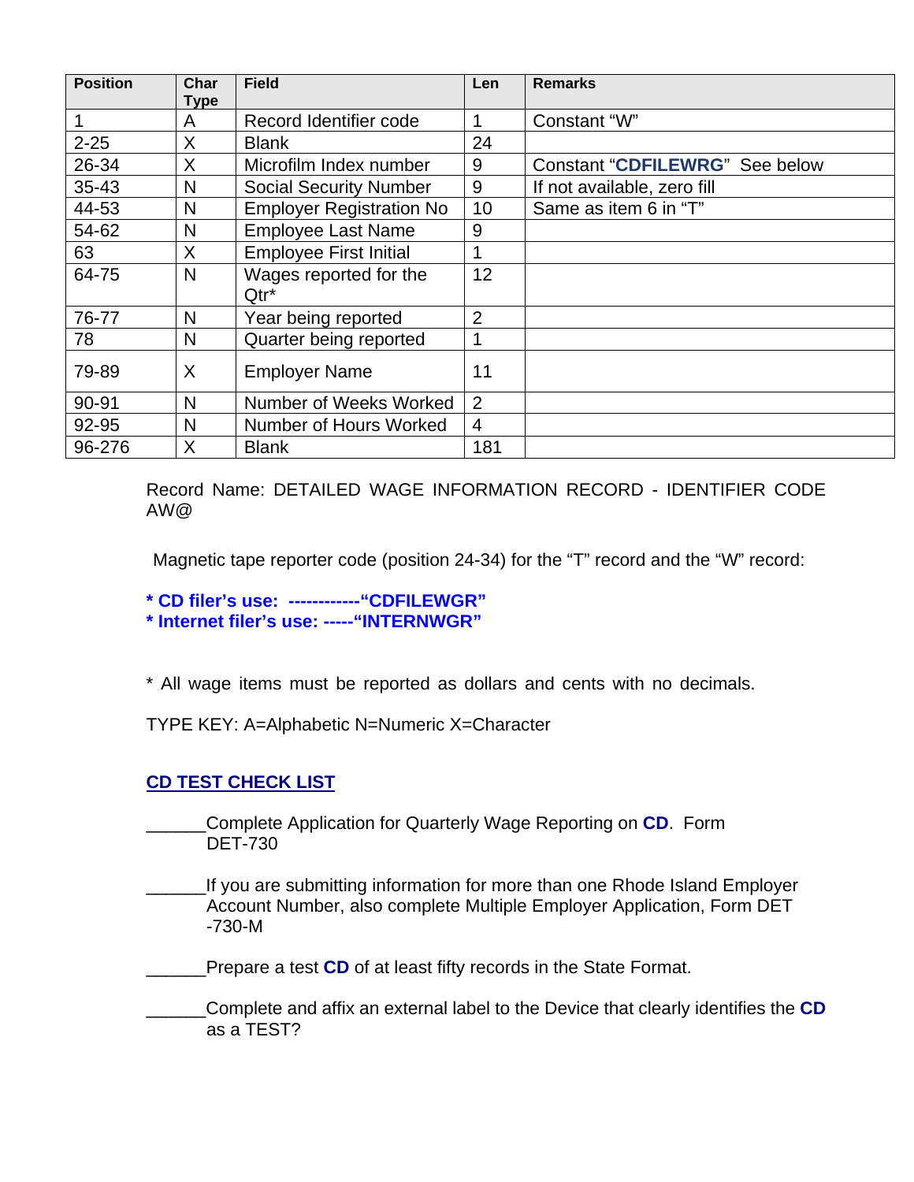| Position | Char Type | Field | Len | Remarks |
|---|---|---|---|---|
| 1 | A | Record Identifier code | 1 | Constant “W” |
| 2-25 | X | Blank | 24 | |
| 26-34 | X | Microfilm Index number | 9 | Constant “**CDFILEWRG**” See below |
| 35-43 | N | Social Security Number | 9 | If not available, zero fill |
| 44-53 | N | Employer Registration No | 10 | Same as item 6 in “T” |
| 54-62 | N | Employee Last Name | 9 | |
| 63 | X | Employee First Initial | 1 | |
| 64-75 | N | Wages reported for the Qtr* | 12 | |
| 76-77 | N | Year being reported | 2 | |
| 78 | N | Quarter being reported | 1 | |
| 79-89 | X | Employer Name | 11 | |
| 90-91 | N | Number of Weeks Worked | 2 | |
| 92-95 | N | Number of Hours Worked | 4 | |
| 96-276 | X | Blank | 181 | |

Record Name: DETAILED WAGE INFORMATION RECORD - IDENTIFIER CODE AW@

Magnetic tape reporter code (position 24-34) for the “T” record and the “W” record:

**\* CD filer’s use: ------------“CDFILEWGR”**
**\* Internet filer’s use: -----“INTERNWGR”**

\* All wage items must be reported as dollars and cents with no decimals.

TYPE KEY: A=Alphabetic N=Numeric X=Character

## CD TEST CHECK LIST

______Complete Application for Quarterly Wage Reporting on **CD**. Form DET-730

______If you are submitting information for more than one Rhode Island Employer Account Number, also complete Multiple Employer Application, Form DET -730-M

______Prepare a test **CD** of at least fifty records in the State Format.

______Complete and affix an external label to the Device that clearly identifies the **CD** as a TEST?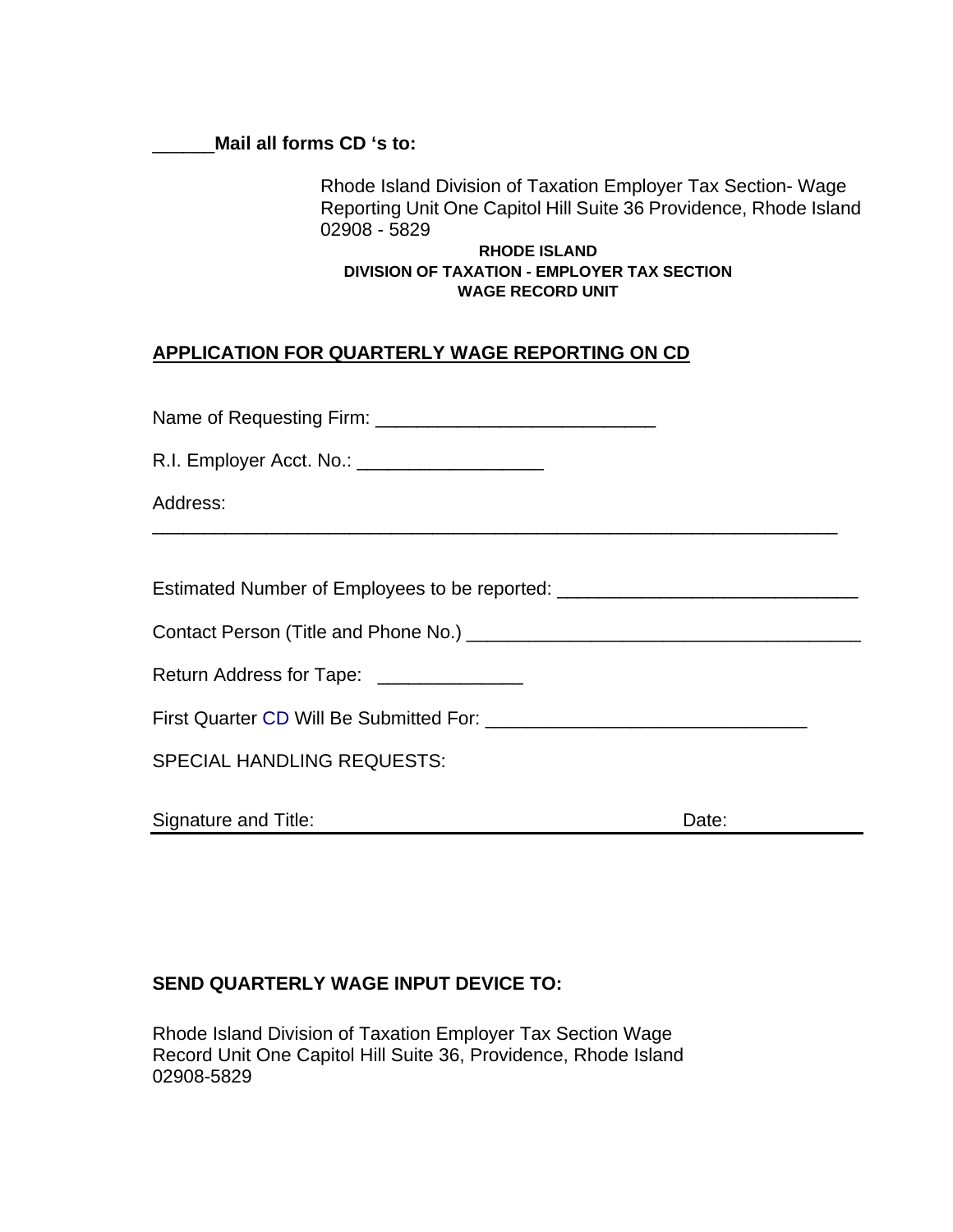______**Mail all forms CD 's to:**

Rhode Island Division of Taxation Employer Tax Section- Wage Reporting Unit One Capitol Hill Suite 36 Providence, Rhode Island 02908 - 5829

**RHODE ISLAND**
**DIVISION OF TAXATION - EMPLOYER TAX SECTION**
**WAGE RECORD UNIT**

**APPLICATION FOR QUARTERLY WAGE REPORTING ON CD**

Name of Requesting Firm: ___________________________

R.I. Employer Acct. No.: __________________

Address:
___________________________________________________________________

Estimated Number of Employees to be reported: _____________________________

Contact Person (Title and Phone No.) ______________________________________

Return Address for Tape: ______________

First Quarter CD Will Be Submitted For: _______________________________

SPECIAL HANDLING REQUESTS:

Signature and Title: ________________________________ Date: ____________

**SEND QUARTERLY WAGE INPUT DEVICE TO:**

Rhode Island Division of Taxation Employer Tax Section Wage Record Unit One Capitol Hill Suite 36, Providence, Rhode Island 02908-5829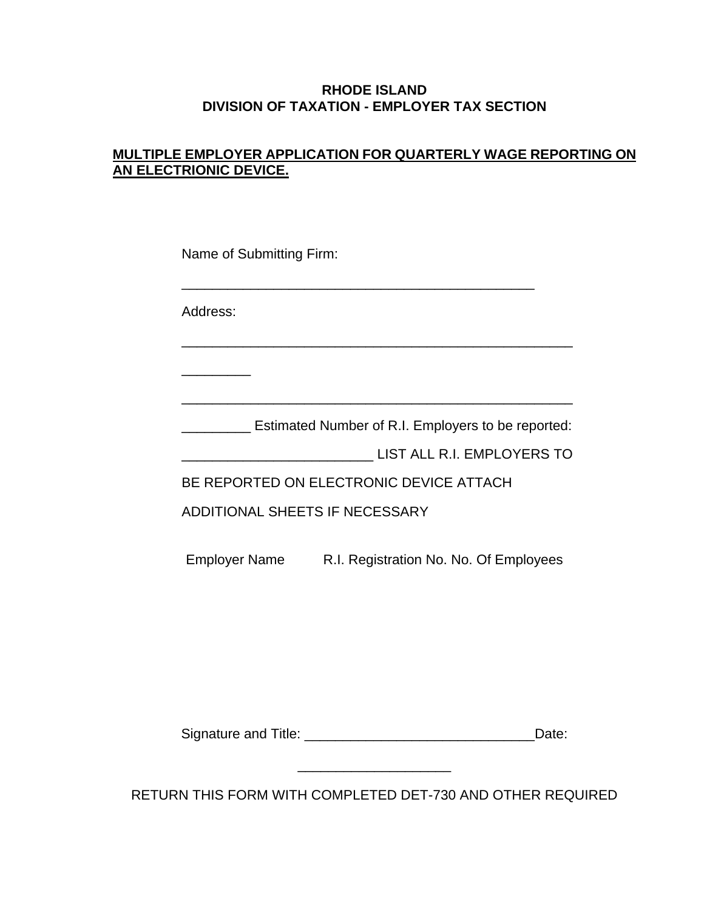**RHODE ISLAND**
**DIVISION OF TAXATION - EMPLOYER TAX SECTION**

**MULTIPLE EMPLOYER APPLICATION FOR QUARTERLY WAGE REPORTING ON AN ELECTRIONIC DEVICE.**

Name of Submitting Firm:

_______________________________________________

Address:

_____________________________________________________

_________

_____________________________________________________

_________ Estimated Number of R.I. Employers to be reported:

_________________________ LIST ALL R.I. EMPLOYERS TO BE REPORTED ON ELECTRONIC DEVICE ATTACH ADDITIONAL SHEETS IF NECESSARY

| Employer Name | R.I. Registration No. | No. Of Employees |
|---|---|---|
| | | |

Signature and Title: _______________________________Date: ____________________

RETURN THIS FORM WITH COMPLETED DET-730 AND OTHER REQUIRED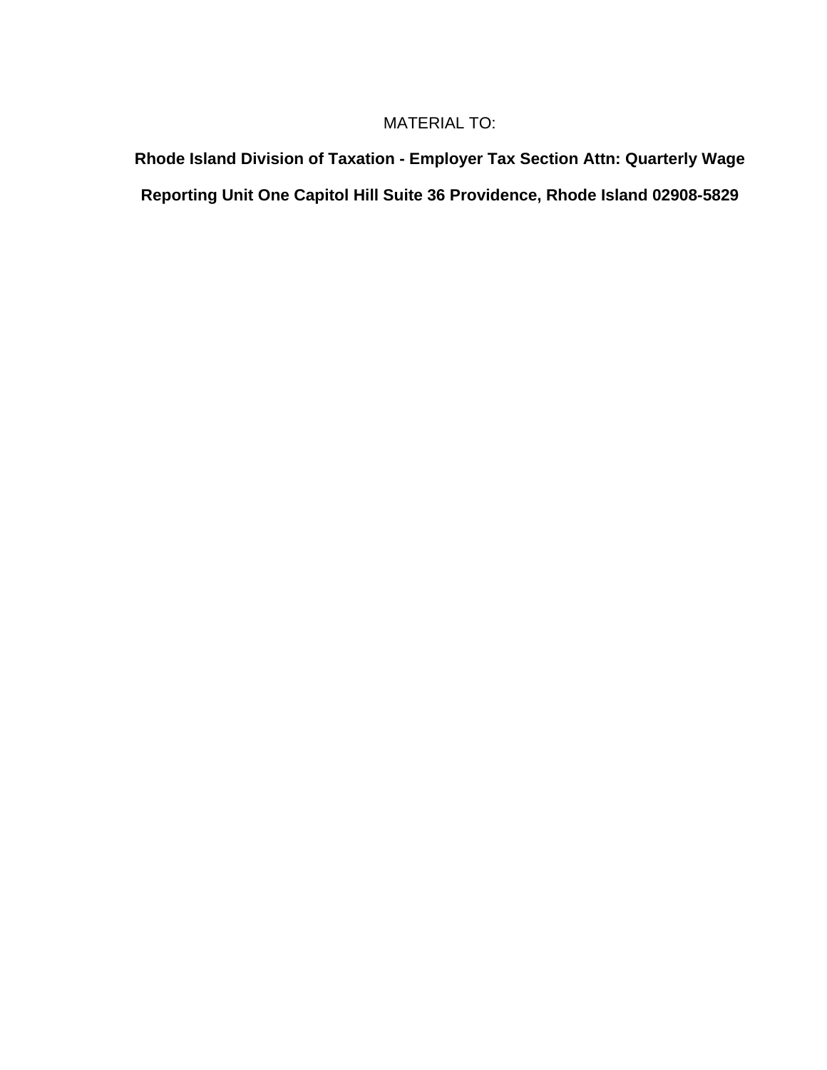MATERIAL TO:

**Rhode Island Division of Taxation - Employer Tax Section Attn: Quarterly Wage Reporting Unit One Capitol Hill Suite 36 Providence, Rhode Island 02908-5829**